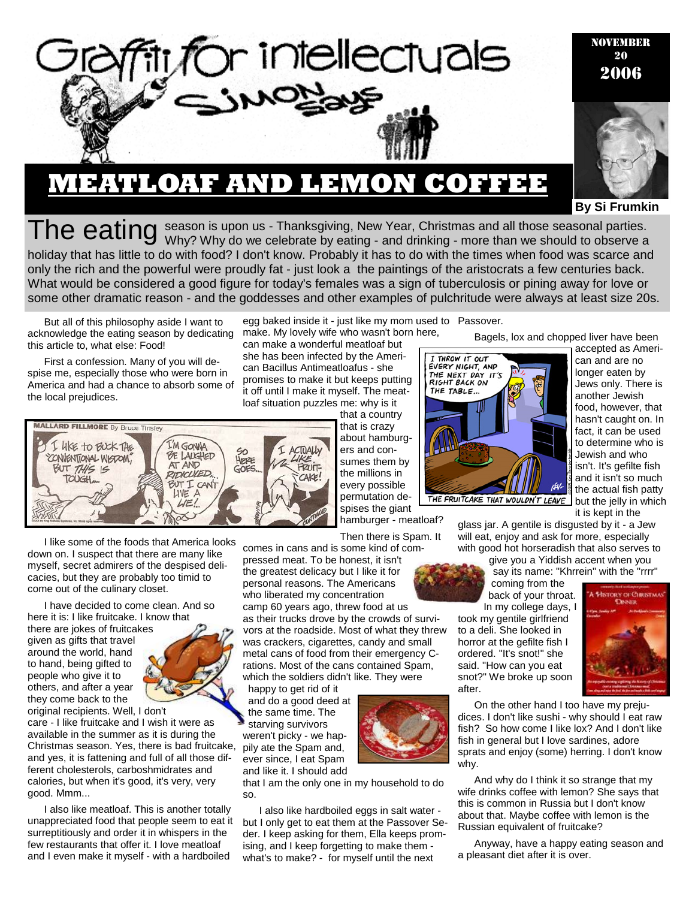# Graffiti for intellectuals

## Simon says

NOVEMBER 20 2006

# MEATLOAF AND LEMON COFFEE

**By Si Frumkin**

The eating season is upon us - Thanksgiving, New Year, Christmas and all those seasonal parties. Why? Why do we celebrate by eating - and drinking - more than we should to observe a holiday that has little to do with food? I don't know. Probably it has to do with the times when food was scarce and only the rich and the powerful were proudly fat - just look a the paintings of the aristocrats a few centuries back. What would be considered a good figure for today's females was a sign of tuberculosis or pining away for love or some other dramatic reason - and the goddesses and other examples of pulchritude were always at least size 20s.

But all of this philosophy aside I want to acknowledge the eating season by dedicating this article to, what else: Food!

First a confession. Many of you will despise me, especially those who were born in America and had a chance to absorb some of the local prejudices.

I like some of the foods that America looks down on. I suspect that there are many like myself, secret admirers of the despised delicacies, but they are probably too timid to come out of the culinary closet.

I have decided to come clean. And so here it is: I like fruitcake. I know that there are jokes of fruitcakes given as gifts that travel around the world, hand to hand, being gifted to people who give it to others, and after a year they come back to the original recipients. Well, I don't care - I like fruitcake and I wish it were as available in the summer as it is during the Christmas season. Yes, there is bad fruitcake, and yes, it is fattening and full of all those different cholesterols, carboshmidrates and calories, but when it's good, it's very, very good. Mmm...

I also like meatloaf. This is another totally unappreciated food that people seem to eat it surreptitiously and order it in whispers in the few restaurants that offer it. I love meatloaf and I even make it myself - with a hardboiled egg baked inside it - just like my mom used to make. My lovely wife who wasn't born here, can make a wonderful meatloaf but she has been infected by the American Bacillus Antimeatloafus - she promises to make it but keeps putting it off until I make it myself. The meatloaf situation puzzles me: why is it that a country that is crazy about hamburgers and consumes them by the millions in every possible permutation despises the giant hamburger - meatloaf?

Then there is Spam. It comes in cans and is some kind of compressed meat. To be honest, it isn't the greatest delicacy but I like it for personal reasons. The Americans who liberated my concentration camp 60 years ago, threw food at us as their trucks drove by the crowds of survivors at the roadside. Most of what they threw was crackers, cigarettes, candy and small metal cans of food from their emergency C-rations. Most of the cans contained Spam, which the soldiers didn't like. They were happy to get rid of it and do a good deed at the same time. The starving survivors weren't picky - we happily ate the Spam and, ever since, I eat Spam and like it. I should add that I am the only one in my household to do so.

I also like hardboiled eggs in salt water - but I only get to eat them at the Passover Seder. I keep asking for them, Ella keeps promising, and I keep forgetting to make them - what's to make? - for myself until the next Passover.

Bagels, lox and chopped liver have been accepted as American and are no longer eaten by Jews only. There is another Jewish food, however, that hasn't caught on. In fact, it can be used to determine who is Jewish and who isn't. It's gefilte fish and it isn't so much the actual fish patty but the jelly in which it is kept in the glass jar. A gentile is disgusted by it - a Jew will eat, enjoy and ask for more, especially with good hot horseradish that also serves to give you a Yiddish accent when you say its name: "Khrrein" with the "rrrr" coming from the back of your throat.

In my college days, I took my gentile girlfriend to a deli. She looked in horror at the gefilte fish I ordered. "It's snot!" she said. "How can you eat snot?" We broke up soon after.

On the other hand I too have my prejudices. I don't like sushi - why should I eat raw fish? So how come I like lox? And I don't like fish in general but I love sardines, adore sprats and enjoy (some) herring. I don't know why.

And why do I think it so strange that my wife drinks coffee with lemon? She says that this is common in Russia but I don't know about that. Maybe coffee with lemon is the Russian equivalent of fruitcake?

Anyway, have a happy eating season and a pleasant diet after it is over.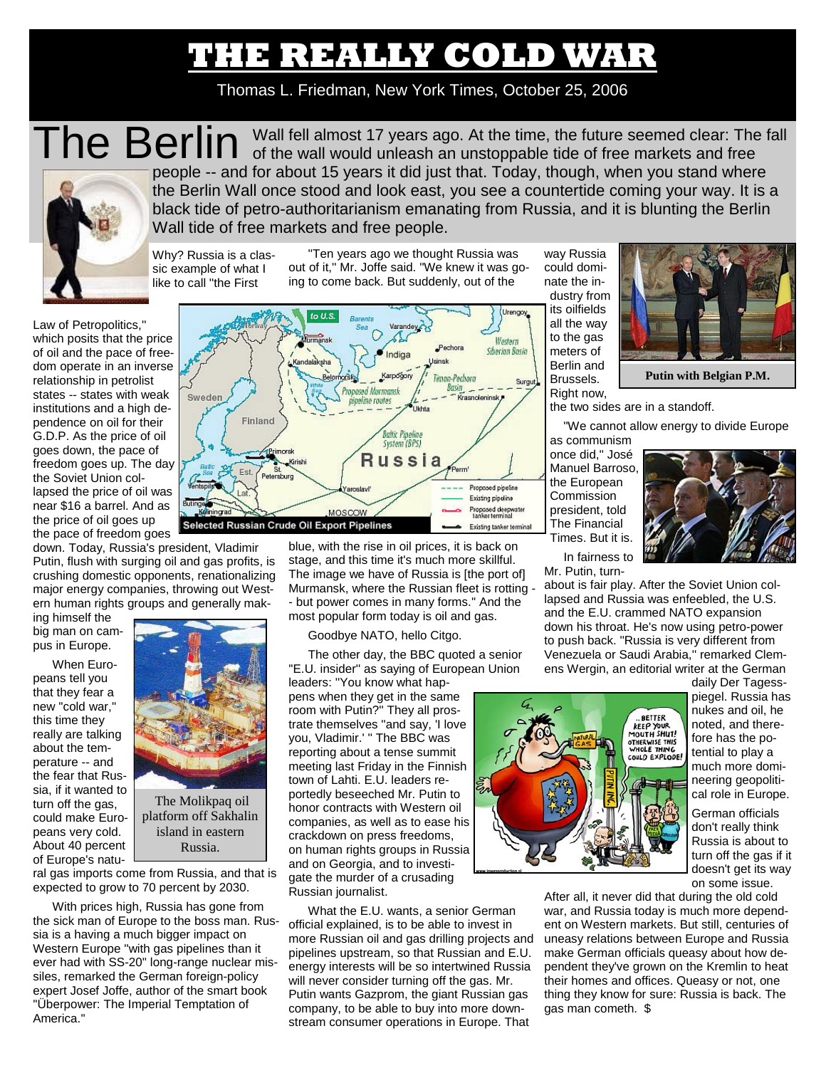# THE REALLY COLD WAR

Thomas L. Friedman, New York Times, October 25, 2006

The Berlin Wall fell almost 17 years ago. At the time, the future seemed clear: The fall of the wall would unleash an unstoppable tide of free markets and free people -- and for about 15 years it did just that. Today, though, when you stand where the Berlin Wall once stood and look east, you see a countertide coming your way. It is a black tide of petro-authoritarianism emanating from Russia, and it is blunting the Berlin Wall tide of free markets and free people.

Why? Russia is a classic example of what I like to call "the First Law of Petropolitics," which posits that the price of oil and the pace of freedom operate in an inverse relationship in petrolist states -- states with weak institutions and a high dependence on oil for their G.D.P. As the price of oil goes down, the pace of freedom goes up. The day the Soviet Union collapsed the price of oil was near $16 a barrel. And as the price of oil goes up the pace of freedom goes down. Today, Russia's president, Vladimir Putin, flush with surging oil and gas profits, is crushing domestic opponents, renationalizing major energy companies, throwing out Western human rights groups and generally making himself the big man on campus in Europe.

When Europeans tell you that they fear a new "cold war," this time they really are talking about the temperature -- and the fear that Russia, if it wanted to turn off the gas, could make Europeans very cold. About 40 percent of Europe's natural gas imports come from Russia, and that is expected to grow to 70 percent by 2030.

The Molikpaq oil platform off Sakhalin island in eastern Russia.

With prices high, Russia has gone from the sick man of Europe to the boss man. Russia is a having a much bigger impact on Western Europe "with gas pipelines than it ever had with SS-20" long-range nuclear missiles, remarked the German foreign-policy expert Josef Joffe, author of the smart book "Überpower: The Imperial Temptation of America."

"Ten years ago we thought Russia was out of it," Mr. Joffe said. "We knew it was going to come back. But suddenly, out of the blue, with the rise in oil prices, it is back on stage, and this time it's much more skillful. The image we have of Russia is [the port of] Murmansk, where the Russian fleet is rotting -- but power comes in many forms." And the most popular form today is oil and gas.

Selected Russian Crude Oil Export Pipelines

Goodbye NATO, hello Citgo.

The other day, the BBC quoted a senior "E.U. insider" as saying of European Union leaders: "You know what happens when they get in the same room with Putin?" They all prostrate themselves "and say, 'I love you, Vladimir.' " The BBC was reporting about a tense summit meeting last Friday in the Finnish town of Lahti. E.U. leaders reportedly beseeched Mr. Putin to honor contracts with Western oil companies, as well as to ease his crackdown on press freedoms, on human rights groups in Russia and on Georgia, and to investigate the murder of a crusading Russian journalist.

What the E.U. wants, a senior German official explained, is to be able to invest in more Russian oil and gas drilling projects and pipelines upstream, so that Russian and E.U. energy interests will be so intertwined Russia will never consider turning off the gas. Mr. Putin wants Gazprom, the giant Russian gas company, to be able to buy into more downstream consumer operations in Europe. That way Russia could dominate the industry from its oilfields all the way to the gas meters of Berlin and Brussels. Right now, the two sides are in a standoff.

Putin with Belgian P.M.

"We cannot allow energy to divide Europe as communism once did," José Manuel Barroso, the European Commission president, told The Financial Times. But it is.

In fairness to Mr. Putin, turnabout is fair play. After the Soviet Union collapsed and Russia was enfeebled, the U.S. and the E.U. crammed NATO expansion down his throat. He's now using petro-power to push back. "Russia is very different from Venezuela or Saudi Arabia," remarked Clemens Wergin, an editorial writer at the German daily Der Tagesspiegel. Russia has nukes and oil, he noted, and therefore has the potential to play a much more domineering geopolitical role in Europe.

German officials don't really think Russia is about to turn off the gas if it doesn't get its way on some issue. After all, it never did that during the old cold war, and Russia today is much more dependent on Western markets. But still, centuries of uneasy relations between Europe and Russia make German officials queasy about how dependent they've grown on the Kremlin to heat their homes and offices. Queasy or not, one thing they know for sure: Russia is back. The gas man cometh. $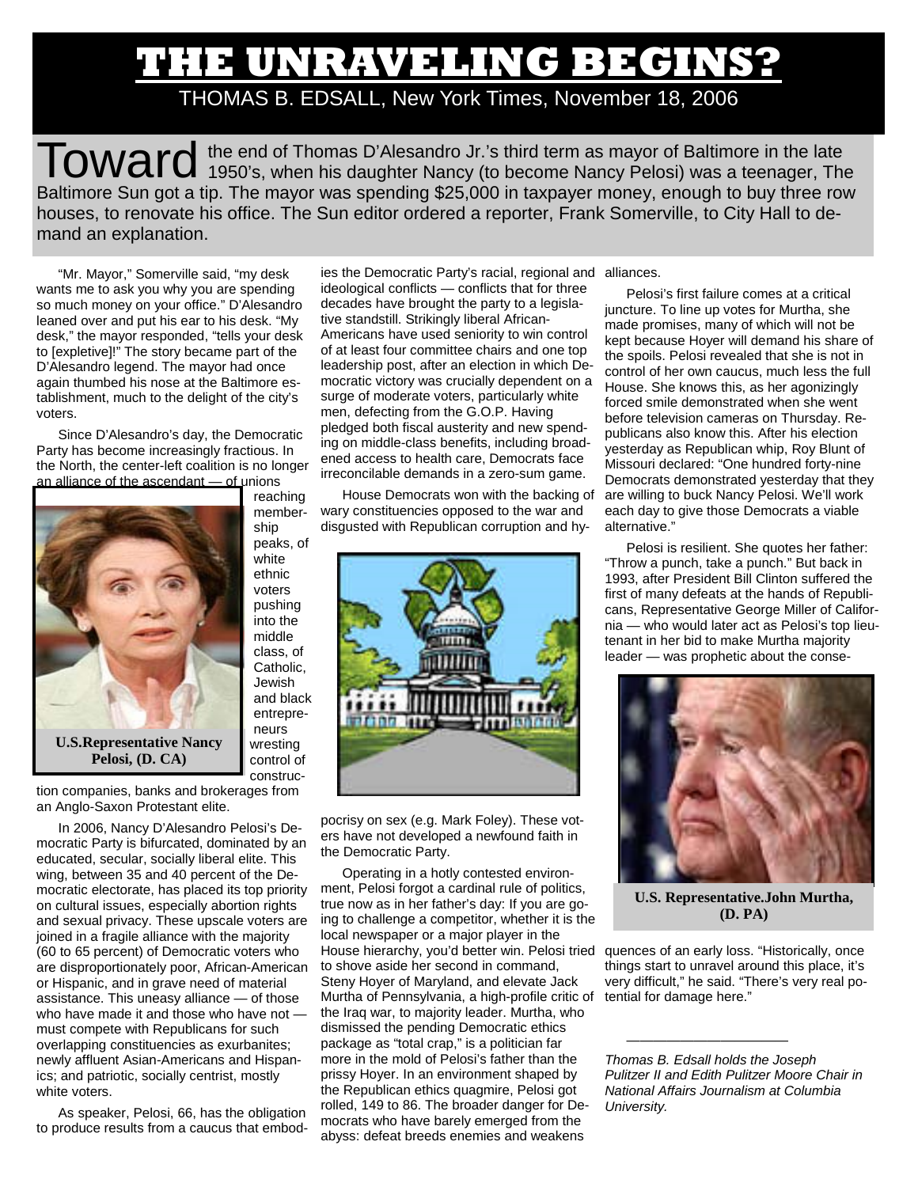# THE UNRAVELING BEGINS?

THOMAS B. EDSALL, New York Times, November 18, 2006

Toward the end of Thomas D'Alesandro Jr.'s third term as mayor of Baltimore in the late 1950's, when his daughter Nancy (to become Nancy Pelosi) was a teenager, The Baltimore Sun got a tip. The mayor was spending $25,000 in taxpayer money, enough to buy three row houses, to renovate his office. The Sun editor ordered a reporter, Frank Somerville, to City Hall to demand an explanation.

"Mr. Mayor," Somerville said, "my desk wants me to ask you why you are spending so much money on your office." D'Alesandro leaned over and put his ear to his desk. "My desk," the mayor responded, "tells your desk to [expletive]!" The story became part of the D'Alesandro legend. The mayor had once again thumbed his nose at the Baltimore establishment, much to the delight of the city's voters.

Since D'Alesandro's day, the Democratic Party has become increasingly fractious. In the North, the center-left coalition is no longer an alliance of the ascendant — of unions reaching membership peaks, of white ethnic voters pushing into the middle class, of Catholic, Jewish and black entrepreneurs wresting control of construction companies, banks and brokerages from an Anglo-Saxon Protestant elite.

**U.S.Representative Nancy Pelosi, (D. CA)**

In 2006, Nancy D'Alesandro Pelosi's Democratic Party is bifurcated, dominated by an educated, secular, socially liberal elite. This wing, between 35 and 40 percent of the Democratic electorate, has placed its top priority on cultural issues, especially abortion rights and sexual privacy. These upscale voters are joined in a fragile alliance with the majority (60 to 65 percent) of Democratic voters who are disproportionately poor, African-American or Hispanic, and in grave need of material assistance. This uneasy alliance — of those who have made it and those who have not — must compete with Republicans for such overlapping constituencies as exurbanites; newly affluent Asian-Americans and Hispanics; and patriotic, socially centrist, mostly white voters.

As speaker, Pelosi, 66, has the obligation to produce results from a caucus that embodies the Democratic Party's racial, regional and ideological conflicts — conflicts that for three decades have brought the party to a legislative standstill. Strikingly liberal African-Americans have used seniority to win control of at least four committee chairs and one top leadership post, after an election in which Democratic victory was crucially dependent on a surge of moderate voters, particularly white men, defecting from the G.O.P. Having pledged both fiscal austerity and new spending on middle-class benefits, including broadened access to health care, Democrats face irreconcilable demands in a zero-sum game.

House Democrats won with the backing of wary constituencies opposed to the war and disgusted with Republican corruption and hypocrisy on sex (e.g. Mark Foley). These voters have not developed a newfound faith in the Democratic Party.

Operating in a hotly contested environment, Pelosi forgot a cardinal rule of politics, true now as in her father's day: If you are going to challenge a competitor, whether it is the local newspaper or a major player in the House hierarchy, you'd better win. Pelosi tried to shove aside her second in command, Steny Hoyer of Maryland, and elevate Jack Murtha of Pennsylvania, a high-profile critic of the Iraq war, to majority leader. Murtha, who dismissed the pending Democratic ethics package as "total crap," is a politician far more in the mold of Pelosi's father than the prissy Hoyer. In an environment shaped by the Republican ethics quagmire, Pelosi got rolled, 149 to 86. The broader danger for Democrats who have barely emerged from the abyss: defeat breeds enemies and weakens alliances.

Pelosi's first failure comes at a critical juncture. To line up votes for Murtha, she made promises, many of which will not be kept because Hoyer will demand his share of the spoils. Pelosi revealed that she is not in control of her own caucus, much less the full House. She knows this, as her agonizingly forced smile demonstrated when she went before television cameras on Thursday. Republicans also know this. After his election yesterday as Republican whip, Roy Blunt of Missouri declared: "One hundred forty-nine Democrats demonstrated yesterday that they are willing to buck Nancy Pelosi. We'll work each day to give those Democrats a viable alternative."

Pelosi is resilient. She quotes her father: "Throw a punch, take a punch." But back in 1993, after President Bill Clinton suffered the first of many defeats at the hands of Republicans, Representative George Miller of California — who would later act as Pelosi's top lieutenant in her bid to make Murtha majority leader — was prophetic about the consequences of an early loss. "Historically, once things start to unravel around this place, it's very difficult," he said. "There's very real potential for damage here."

**U.S. Representative.John Murtha, (D. PA)**

---

*Thomas B. Edsall holds the Joseph Pulitzer II and Edith Pulitzer Moore Chair in National Affairs Journalism at Columbia University.*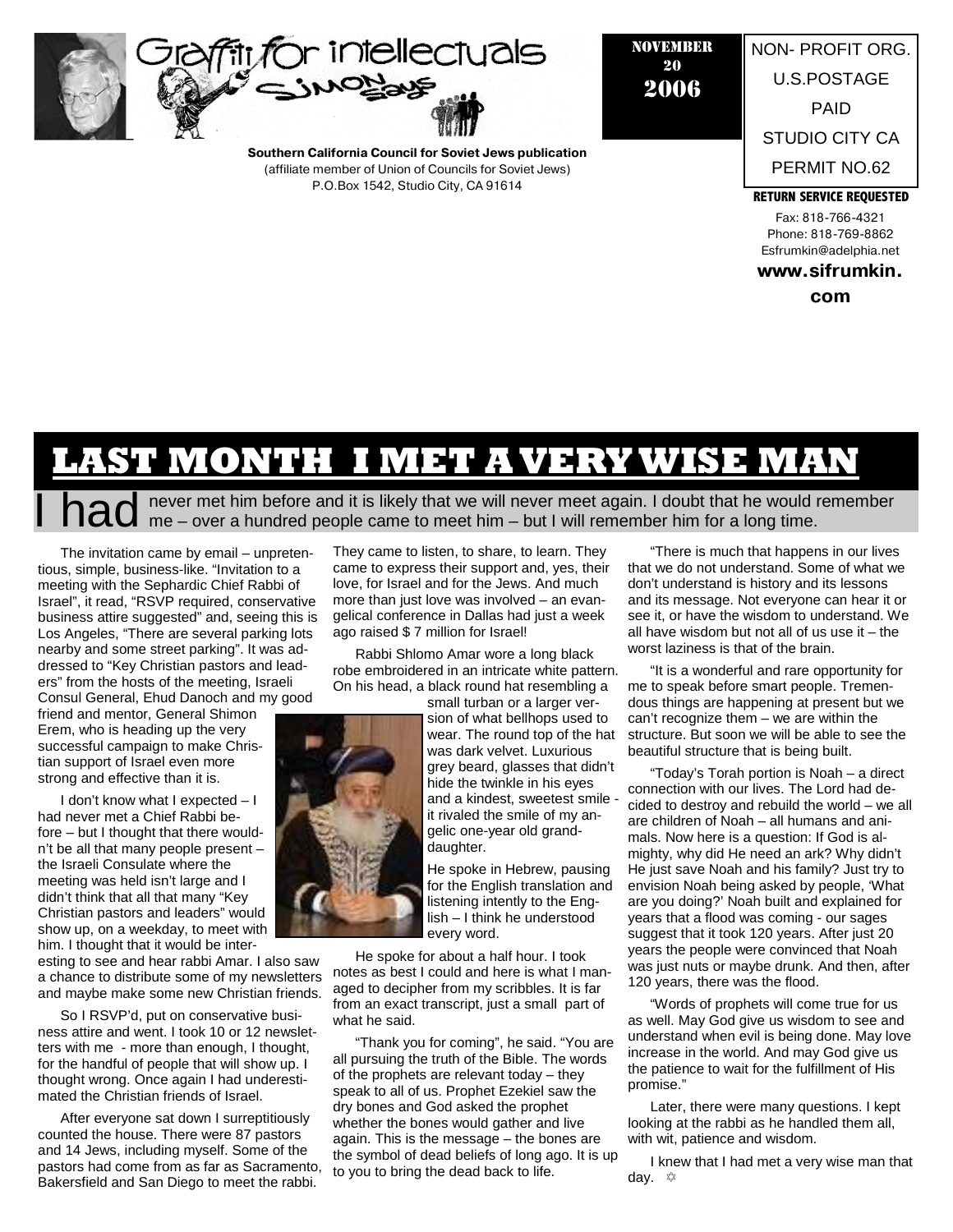Graffiti for intellectuals

Simon Says

**Southern California Council for Soviet Jews publication**
(affiliate member of Union of Councils for Soviet Jews)
P.O.Box 1542, Studio City, CA 91614

**NOVEMBER 20 2006**

NON- PROFIT ORG.
U.S.POSTAGE
PAID
STUDIO CITY CA
PERMIT NO.62

**RETURN SERVICE REQUESTED**

Fax: 818-766-4321
Phone: 818-769-8862
Esfrumkin@adelphia.net
**www.sifrumkin.com**

# LAST MONTH I MET A VERY WISE MAN

I had never met him before and it is likely that we will never meet again. I doubt that he would remember me – over a hundred people came to meet him – but I will remember him for a long time.

The invitation came by email – unpretentious, simple, business-like. "Invitation to a meeting with the Sephardic Chief Rabbi of Israel", it read, "RSVP required, conservative business attire suggested" and, seeing this is Los Angeles, "There are several parking lots nearby and some street parking". It was addressed to "Key Christian pastors and leaders" from the hosts of the meeting, Israeli Consul General, Ehud Danoch and my good friend and mentor, General Shimon Erem, who is heading up the very successful campaign to make Christian support of Israel even more strong and effective than it is.

I don't know what I expected – I had never met a Chief Rabbi before – but I thought that there wouldn't be all that many people present – the Israeli Consulate where the meeting was held isn't large and I didn't think that all that many "Key Christian pastors and leaders" would show up, on a weekday, to meet with him. I thought that it would be interesting to see and hear rabbi Amar. I also saw a chance to distribute some of my newsletters and maybe make some new Christian friends.

So I RSVP'd, put on conservative business attire and went. I took 10 or 12 newsletters with me - more than enough, I thought, for the handful of people that will show up. I thought wrong. Once again I had underestimated the Christian friends of Israel.

After everyone sat down I surreptitiously counted the house. There were 87 pastors and 14 Jews, including myself. Some of the pastors had come from as far as Sacramento, Bakersfield and San Diego to meet the rabbi. They came to listen, to share, to learn. They came to express their support and, yes, their love, for Israel and for the Jews. And much more than just love was involved – an evangelical conference in Dallas had just a week ago raised $ 7 million for Israel!

Rabbi Shlomo Amar wore a long black robe embroidered in an intricate white pattern. On his head, a black round hat resembling a small turban or a larger version of what bellhops used to wear. The round top of the hat was dark velvet. Luxurious grey beard, glasses that didn't hide the twinkle in his eyes and a kindest, sweetest smile - it rivaled the smile of my angelic one-year old granddaughter.

He spoke in Hebrew, pausing for the English translation and listening intently to the English – I think he understood every word.

He spoke for about a half hour. I took notes as best I could and here is what I managed to decipher from my scribbles. It is far from an exact transcript, just a small part of what he said.

"Thank you for coming", he said. "You are all pursuing the truth of the Bible. The words of the prophets are relevant today – they speak to all of us. Prophet Ezekiel saw the dry bones and God asked the prophet whether the bones would gather and live again. This is the message – the bones are the symbol of dead beliefs of long ago. It is up to you to bring the dead back to life.

"There is much that happens in our lives that we do not understand. Some of what we don't understand is history and its lessons and its message. Not everyone can hear it or see it, or have the wisdom to understand. We all have wisdom but not all of us use it – the worst laziness is that of the brain.

"It is a wonderful and rare opportunity for me to speak before smart people. Tremendous things are happening at present but we can't recognize them – we are within the structure. But soon we will be able to see the beautiful structure that is being built.

"Today's Torah portion is Noah – a direct connection with our lives. The Lord had decided to destroy and rebuild the world – we all are children of Noah – all humans and animals. Now here is a question: If God is almighty, why did He need an ark? Why didn't He just save Noah and his family? Just try to envision Noah being asked by people, 'What are you doing?' Noah built and explained for years that a flood was coming - our sages suggest that it took 120 years. After just 20 years the people were convinced that Noah was just nuts or maybe drunk. And then, after 120 years, there was the flood.

"Words of prophets will come true for us as well. May God give us wisdom to see and understand when evil is being done. May love increase in the world. And may God give us the patience to wait for the fulfillment of His promise."

Later, there were many questions. I kept looking at the rabbi as he handled them all, with wit, patience and wisdom.

I knew that I had met a very wise man that day. ✡